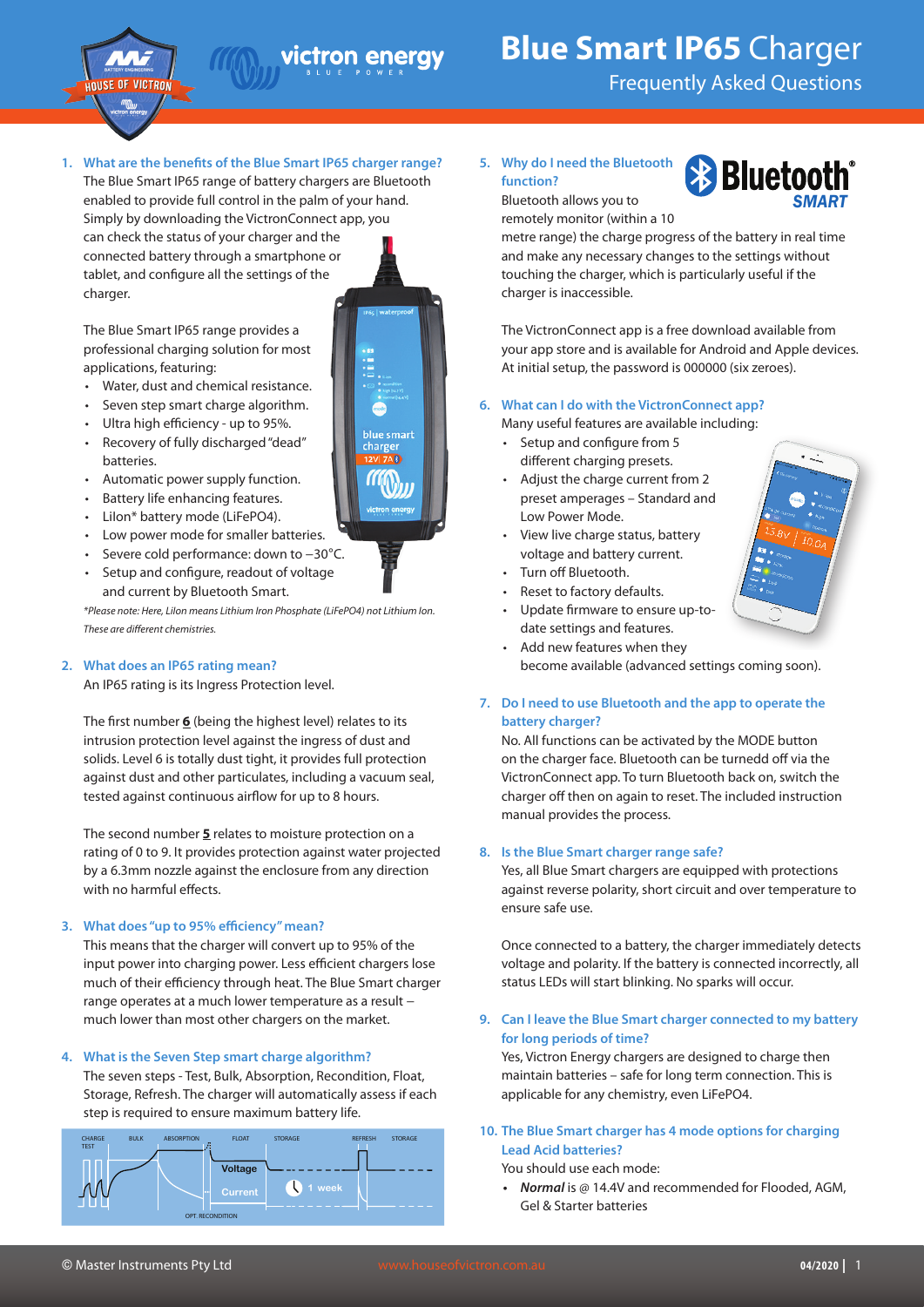# Blue Smart IP65 Charger

## Frequently Asked Questions

1. **What are the benefits of the Blue Smart IP65 charger range?**

The Blue Smart IP65 range of battery chargers are Bluetooth enabled to provide full control in the palm of your hand. Simply by downloading the VictronConnect app, you can check the status of your charger and the connected battery through a smartphone or tablet, and configure all the settings of the charger.

The Blue Smart IP65 range provides a professional charging solution for most applications, featuring:

- Water, dust and chemical resistance.
- Seven step smart charge algorithm.
- Ultra high efficiency - up to 95%.
- Recovery of fully discharged "dead" batteries.
- Automatic power supply function.
- Battery life enhancing features.
- LiIon* battery mode (LiFePO4).
- Low power mode for smaller batteries.
- Severe cold performance: down to −30°C.
- Setup and configure, readout of voltage and current by Bluetooth Smart.

*Please note: Here, LiIon means Lithium Iron Phosphate (LiFePO4) not Lithium Ion. These are different chemistries.*

2. **What does an IP65 rating mean?**

An IP65 rating is its Ingress Protection level.

The first number **6** (being the highest level) relates to its intrusion protection level against the ingress of dust and solids. Level 6 is totally dust tight, it provides full protection against dust and other particulates, including a vacuum seal, tested against continuous airflow for up to 8 hours.

The second number **5** relates to moisture protection on a rating of 0 to 9. It provides protection against water projected by a 6.3mm nozzle against the enclosure from any direction with no harmful effects.

3. **What does "up to 95% efficiency" mean?**

This means that the charger will convert up to 95% of the input power into charging power. Less efficient chargers lose much of their efficiency through heat. The Blue Smart charger range operates at a much lower temperature as a result – much lower than most other chargers on the market.

4. **What is the Seven Step smart charge algorithm?**

The seven steps - Test, Bulk, Absorption, Recondition, Float, Storage, Refresh. The charger will automatically assess if each step is required to ensure maximum battery life.

CHARGE TEST | BULK | ABSORPTION | FLOAT | STORAGE | REFRESH | STORAGE

Voltage | Current | 1 week | OPT. RECONDITION

5. **Why do I need the Bluetooth function?**

Bluetooth allows you to remotely monitor (within a 10 metre range) the charge progress of the battery in real time and make any necessary changes to the settings without touching the charger, which is particularly useful if the charger is inaccessible.

The VictronConnect app is a free download available from your app store and is available for Android and Apple devices. At initial setup, the password is 000000 (six zeroes).

6. **What can I do with the VictronConnect app?**

Many useful features are available including:

- Setup and configure from 5 different charging presets.
- Adjust the charge current from 2 preset amperages – Standard and Low Power Mode.
- View live charge status, battery voltage and battery current.
- Turn off Bluetooth.
- Reset to factory defaults.
- Update firmware to ensure up-to-date settings and features.
- Add new features when they become available (advanced settings coming soon).

7. **Do I need to use Bluetooth and the app to operate the battery charger?**

No. All functions can be activated by the MODE button on the charger face. Bluetooth can be turnedd off via the VictronConnect app. To turn Bluetooth back on, switch the charger off then on again to reset. The included instruction manual provides the process.

8. **Is the Blue Smart charger range safe?**

Yes, all Blue Smart chargers are equipped with protections against reverse polarity, short circuit and over temperature to ensure safe use.

Once connected to a battery, the charger immediately detects voltage and polarity. If the battery is connected incorrectly, all status LEDs will start blinking. No sparks will occur.

9. **Can I leave the Blue Smart charger connected to my battery for long periods of time?**

Yes, Victron Energy chargers are designed to charge then maintain batteries – safe for long term connection. This is applicable for any chemistry, even LiFePO4.

10. **The Blue Smart charger has 4 mode options for charging Lead Acid batteries?**

You should use each mode:

- ***Normal*** is @ 14.4V and recommended for Flooded, AGM, Gel & Starter batteries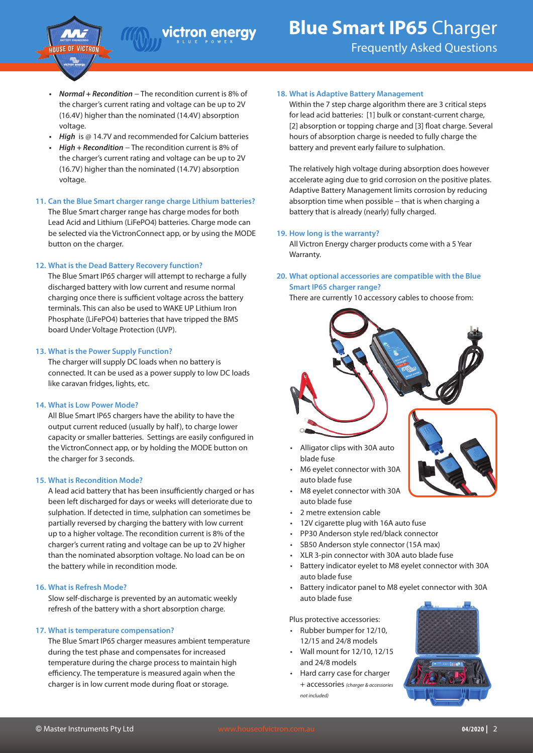- ***Normal*** ***+ Recondition*** – The recondition current is 8% of the charger's current rating and voltage can be up to 2V (16.4V) higher than the nominated (14.4V) absorption voltage.
- ***High*** is @ 14.7V and recommended for Calcium batteries
- ***High + Recondition*** – The recondition current is 8% of the charger's current rating and voltage can be up to 2V (16.7V) higher than the nominated (14.7V) absorption voltage.

### 11. Can the Blue Smart charger range charge Lithium batteries?

The Blue Smart charger range has charge modes for both Lead Acid and Lithium (LiFePO4) batteries. Charge mode can be selected via the VictronConnect app, or by using the MODE button on the charger.

### 12. What is the Dead Battery Recovery function?

The Blue Smart IP65 charger will attempt to recharge a fully discharged battery with low current and resume normal charging once there is sufficient voltage across the battery terminals. This can also be used to WAKE UP Lithium Iron Phosphate (LiFePO4) batteries that have tripped the BMS board Under Voltage Protection (UVP).

### 13. What is the Power Supply Function?

The charger will supply DC loads when no battery is connected. It can be used as a power supply to low DC loads like caravan fridges, lights, etc.

### 14. What is Low Power Mode?

All Blue Smart IP65 chargers have the ability to have the output current reduced (usually by half), to charge lower capacity or smaller batteries. Settings are easily configured in the VictronConnect app, or by holding the MODE button on the charger for 3 seconds.

### 15. What is Recondition Mode?

A lead acid battery that has been insufficiently charged or has been left discharged for days or weeks will deteriorate due to sulphation. If detected in time, sulphation can sometimes be partially reversed by charging the battery with low current up to a higher voltage. The recondition current is 8% of the charger's current rating and voltage can be up to 2V higher than the nominated absorption voltage. No load can be on the battery while in recondition mode.

### 16. What is Refresh Mode?

Slow self-discharge is prevented by an automatic weekly refresh of the battery with a short absorption charge.

### 17. What is temperature compensation?

The Blue Smart IP65 charger measures ambient temperature during the test phase and compensates for increased temperature during the charge process to maintain high efficiency. The temperature is measured again when the charger is in low current mode during float or storage.

### 18. What is Adaptive Battery Management

Within the 7 step charge algorithm there are 3 critical steps for lead acid batteries: [1] bulk or constant-current charge, [2] absorption or topping charge and [3] float charge. Several hours of absorption charge is needed to fully charge the battery and prevent early failure to sulphation.

The relatively high voltage during absorption does however accelerate aging due to grid corrosion on the positive plates. Adaptive Battery Management limits corrosion by reducing absorption time when possible – that is when charging a battery that is already (nearly) fully charged.

### 19. How long is the warranty?

All Victron Energy charger products come with a 5 Year Warranty.

### 20. What optional accessories are compatible with the Blue Smart IP65 charger range?

There are currently 10 accessory cables to choose from:

- Alligator clips with 30A auto blade fuse
- M6 eyelet connector with 30A auto blade fuse
- M8 eyelet connector with 30A auto blade fuse
- 2 metre extension cable
- 12V cigarette plug with 16A auto fuse
- PP30 Anderson style red/black connector
- SB50 Anderson style connector (15A max)
- XLR 3-pin connector with 30A auto blade fuse
- Battery indicator eyelet to M8 eyelet connector with 30A auto blade fuse
- Battery indicator panel to M8 eyelet connector with 30A auto blade fuse

Plus protective accessories:

- Rubber bumper for 12/10, 12/15 and 24/8 models
- Wall mount for 12/10, 12/15 and 24/8 models
- Hard carry case for charger + accessories *(charger & accessories not included)*